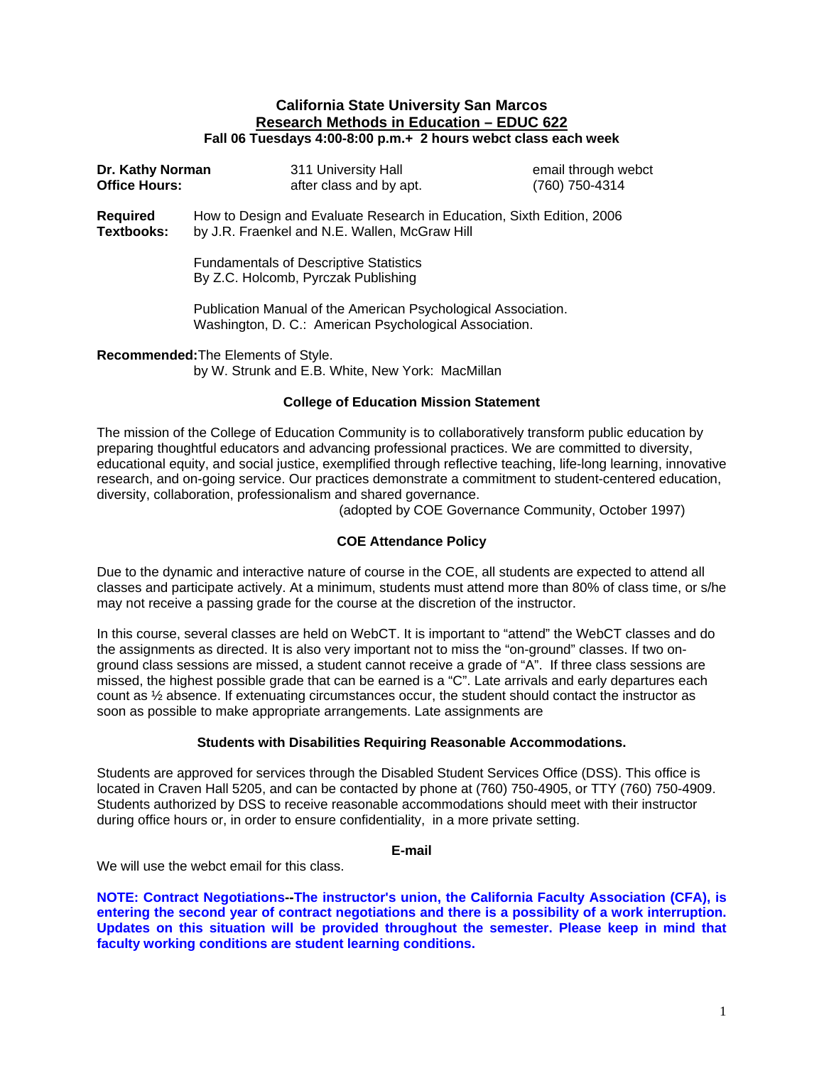# California State University San Marcos

## Research Methods in Education – EDUC 622

**Fall 06 Tuesdays 4:00-8:00 p.m.+ 2 hours webct class each week**

| | | |
|---|---|---|
| **Dr. Kathy Norman** | 311 University Hall | email through webct |
| **Office Hours:** | after class and by apt. | (760) 750-4314 |

**Required Textbooks:** How to Design and Evaluate Research in Education, Sixth Edition, 2006 by J.R. Fraenkel and N.E. Wallen, McGraw Hill

Fundamentals of Descriptive Statistics
By Z.C. Holcomb, Pyrczak Publishing

Publication Manual of the American Psychological Association. Washington, D. C.: American Psychological Association.

**Recommended:** The Elements of Style.
by W. Strunk and E.B. White, New York: MacMillan

### College of Education Mission Statement

The mission of the College of Education Community is to collaboratively transform public education by preparing thoughtful educators and advancing professional practices. We are committed to diversity, educational equity, and social justice, exemplified through reflective teaching, life-long learning, innovative research, and on-going service. Our practices demonstrate a commitment to student-centered education, diversity, collaboration, professionalism and shared governance.

(adopted by COE Governance Community, October 1997)

### COE Attendance Policy

Due to the dynamic and interactive nature of course in the COE, all students are expected to attend all classes and participate actively. At a minimum, students must attend more than 80% of class time, or s/he may not receive a passing grade for the course at the discretion of the instructor.

In this course, several classes are held on WebCT. It is important to "attend" the WebCT classes and do the assignments as directed. It is also very important not to miss the "on-ground" classes. If two on-ground class sessions are missed, a student cannot receive a grade of "A". If three class sessions are missed, the highest possible grade that can be earned is a "C". Late arrivals and early departures each count as ½ absence. If extenuating circumstances occur, the student should contact the instructor as soon as possible to make appropriate arrangements. Late assignments are

### Students with Disabilities Requiring Reasonable Accommodations.

Students are approved for services through the Disabled Student Services Office (DSS). This office is located in Craven Hall 5205, and can be contacted by phone at (760) 750-4905, or TTY (760) 750-4909. Students authorized by DSS to receive reasonable accommodations should meet with their instructor during office hours or, in order to ensure confidentiality, in a more private setting.

### E-mail

We will use the webct email for this class.

**NOTE: Contract Negotiations--The instructor's union, the California Faculty Association (CFA), is entering the second year of contract negotiations and there is a possibility of a work interruption. Updates on this situation will be provided throughout the semester. Please keep in mind that faculty working conditions are student learning conditions.**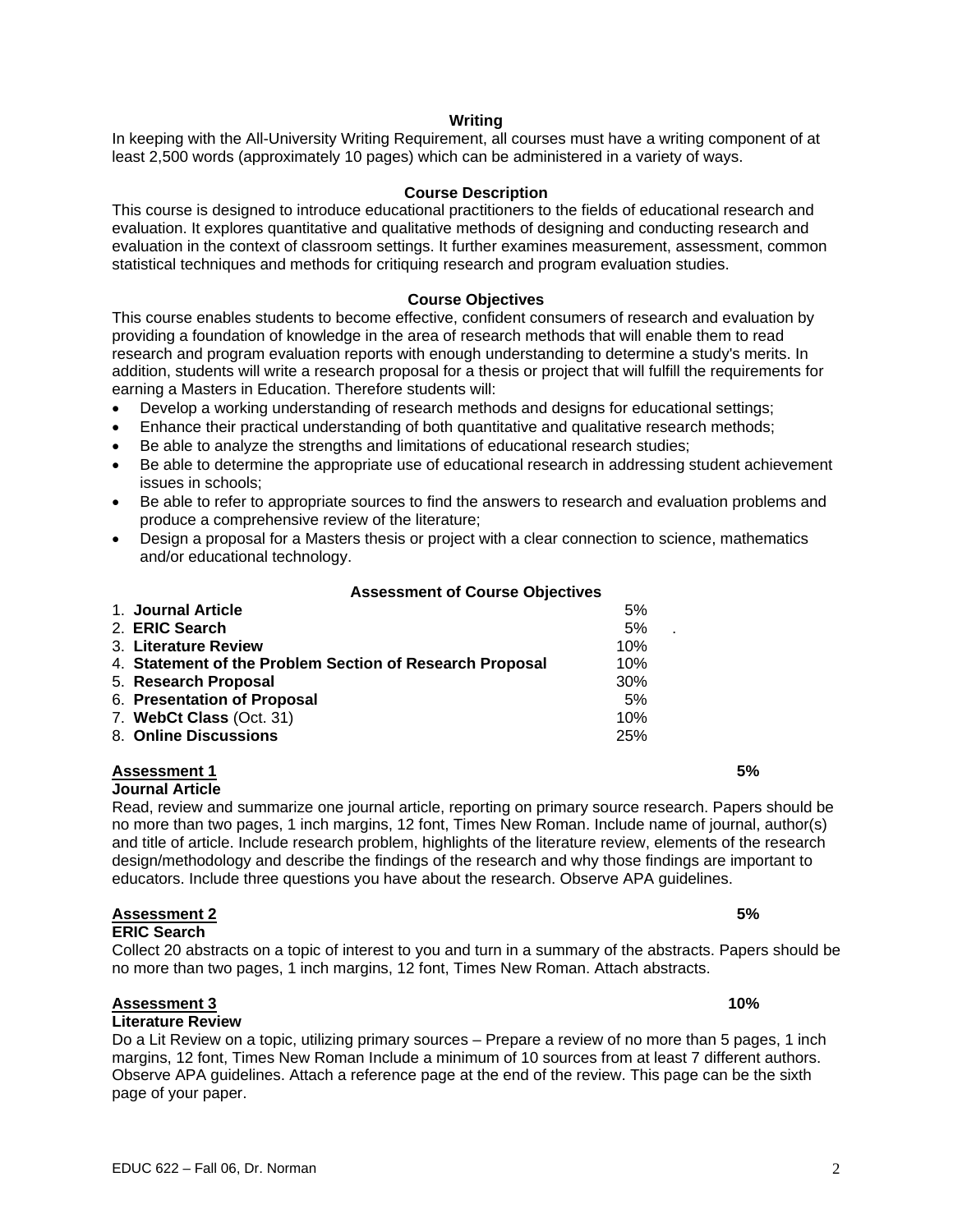## Writing

In keeping with the All-University Writing Requirement, all courses must have a writing component of at least 2,500 words (approximately 10 pages) which can be administered in a variety of ways.

## Course Description

This course is designed to introduce educational practitioners to the fields of educational research and evaluation. It explores quantitative and qualitative methods of designing and conducting research and evaluation in the context of classroom settings. It further examines measurement, assessment, common statistical techniques and methods for critiquing research and program evaluation studies.

## Course Objectives

This course enables students to become effective, confident consumers of research and evaluation by providing a foundation of knowledge in the area of research methods that will enable them to read research and program evaluation reports with enough understanding to determine a study's merits. In addition, students will write a research proposal for a thesis or project that will fulfill the requirements for earning a Masters in Education. Therefore students will:

- Develop a working understanding of research methods and designs for educational settings;
- Enhance their practical understanding of both quantitative and qualitative research methods;
- Be able to analyze the strengths and limitations of educational research studies;
- Be able to determine the appropriate use of educational research in addressing student achievement issues in schools;
- Be able to refer to appropriate sources to find the answers to research and evaluation problems and produce a comprehensive review of the literature;
- Design a proposal for a Masters thesis or project with a clear connection to science, mathematics and/or educational technology.

## Assessment of Course Objectives

| Assessment | Weight |
|---|---|
| 1. **Journal Article** | 5% |
| 2. **ERIC Search** | 5% |
| 3. **Literature Review** | 10% |
| 4. **Statement of the Problem Section of Research Proposal** | 10% |
| 5. **Research Proposal** | 30% |
| 6. **Presentation of Proposal** | 5% |
| 7. **WebCt Class** (Oct. 31) | 10% |
| 8. **Online Discussions** | 25% |

### Assessment 1 — 5%

**Journal Article**

Read, review and summarize one journal article, reporting on primary source research. Papers should be no more than two pages, 1 inch margins, 12 font, Times New Roman. Include name of journal, author(s) and title of article. Include research problem, highlights of the literature review, elements of the research design/methodology and describe the findings of the research and why those findings are important to educators. Include three questions you have about the research. Observe APA guidelines.

### Assessment 2 — 5%

**ERIC Search**

Collect 20 abstracts on a topic of interest to you and turn in a summary of the abstracts. Papers should be no more than two pages, 1 inch margins, 12 font, Times New Roman. Attach abstracts.

### Assessment 3 — 10%

**Literature Review**

Do a Lit Review on a topic, utilizing primary sources – Prepare a review of no more than 5 pages, 1 inch margins, 12 font, Times New Roman Include a minimum of 10 sources from at least 7 different authors. Observe APA guidelines. Attach a reference page at the end of the review. This page can be the sixth page of your paper.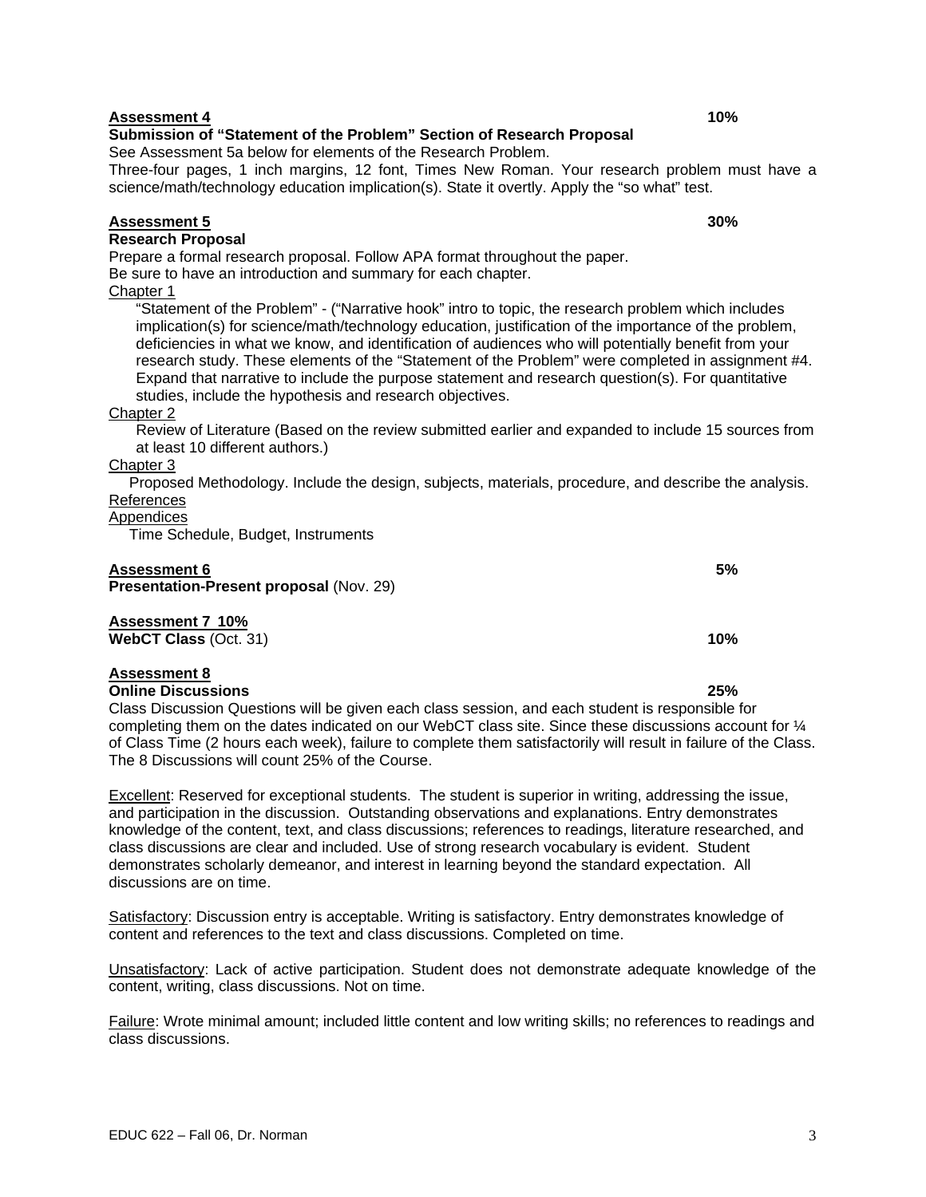**Assessment 4** **10%**

**Submission of "Statement of the Problem" Section of Research Proposal**

See Assessment 5a below for elements of the Research Problem.

Three-four pages, 1 inch margins, 12 font, Times New Roman. Your research problem must have a science/math/technology education implication(s). State it overtly. Apply the "so what" test.

**Assessment 5** **30%**

**Research Proposal**

Prepare a formal research proposal. Follow APA format throughout the paper.

Be sure to have an introduction and summary for each chapter.

Chapter 1

"Statement of the Problem" - ("Narrative hook" intro to topic, the research problem which includes implication(s) for science/math/technology education, justification of the importance of the problem, deficiencies in what we know, and identification of audiences who will potentially benefit from your research study. These elements of the "Statement of the Problem" were completed in assignment #4. Expand that narrative to include the purpose statement and research question(s). For quantitative studies, include the hypothesis and research objectives.

Chapter 2

Review of Literature (Based on the review submitted earlier and expanded to include 15 sources from at least 10 different authors.)

Chapter 3

Proposed Methodology. Include the design, subjects, materials, procedure, and describe the analysis.

References

Appendices

Time Schedule, Budget, Instruments

**Assessment 6** **5%**

**Presentation-Present proposal** (Nov. 29)

**Assessment 7 10%**

**WebCT Class** (Oct. 31) **10%**

**Assessment 8**

**Online Discussions** **25%**

Class Discussion Questions will be given each class session, and each student is responsible for completing them on the dates indicated on our WebCT class site. Since these discussions account for ¼ of Class Time (2 hours each week), failure to complete them satisfactorily will result in failure of the Class. The 8 Discussions will count 25% of the Course.

Excellent: Reserved for exceptional students. The student is superior in writing, addressing the issue, and participation in the discussion. Outstanding observations and explanations. Entry demonstrates knowledge of the content, text, and class discussions; references to readings, literature researched, and class discussions are clear and included. Use of strong research vocabulary is evident. Student demonstrates scholarly demeanor, and interest in learning beyond the standard expectation. All discussions are on time.

Satisfactory: Discussion entry is acceptable. Writing is satisfactory. Entry demonstrates knowledge of content and references to the text and class discussions. Completed on time.

Unsatisfactory: Lack of active participation. Student does not demonstrate adequate knowledge of the content, writing, class discussions. Not on time.

Failure: Wrote minimal amount; included little content and low writing skills; no references to readings and class discussions.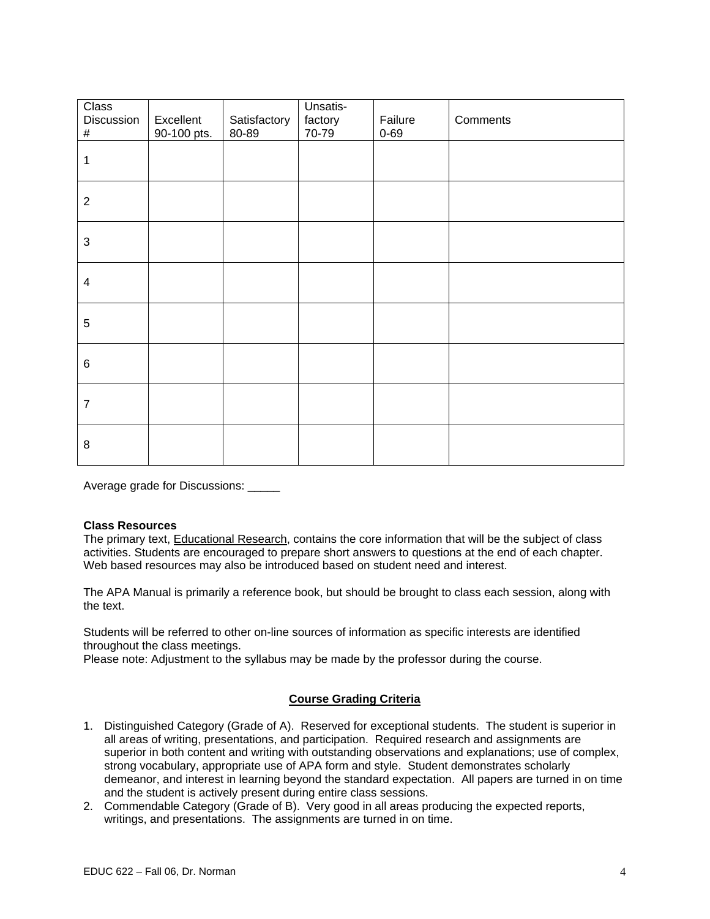| Class Discussion # | Excellent 90-100 pts. | Satisfactory 80-89 | Unsatis-factory 70-79 | Failure 0-69 | Comments |
|---|---|---|---|---|---|
| 1 | | | | | |
| 2 | | | | | |
| 3 | | | | | |
| 4 | | | | | |
| 5 | | | | | |
| 6 | | | | | |
| 7 | | | | | |
| 8 | | | | | |

Average grade for Discussions: _____

**Class Resources**

The primary text, Educational Research, contains the core information that will be the subject of class activities. Students are encouraged to prepare short answers to questions at the end of each chapter. Web based resources may also be introduced based on student need and interest.

The APA Manual is primarily a reference book, but should be brought to class each session, along with the text.

Students will be referred to other on-line sources of information as specific interests are identified throughout the class meetings.
Please note: Adjustment to the syllabus may be made by the professor during the course.

## Course Grading Criteria

1. Distinguished Category (Grade of A). Reserved for exceptional students. The student is superior in all areas of writing, presentations, and participation. Required research and assignments are superior in both content and writing with outstanding observations and explanations; use of complex, strong vocabulary, appropriate use of APA form and style. Student demonstrates scholarly demeanor, and interest in learning beyond the standard expectation. All papers are turned in on time and the student is actively present during entire class sessions.
2. Commendable Category (Grade of B). Very good in all areas producing the expected reports, writings, and presentations. The assignments are turned in on time.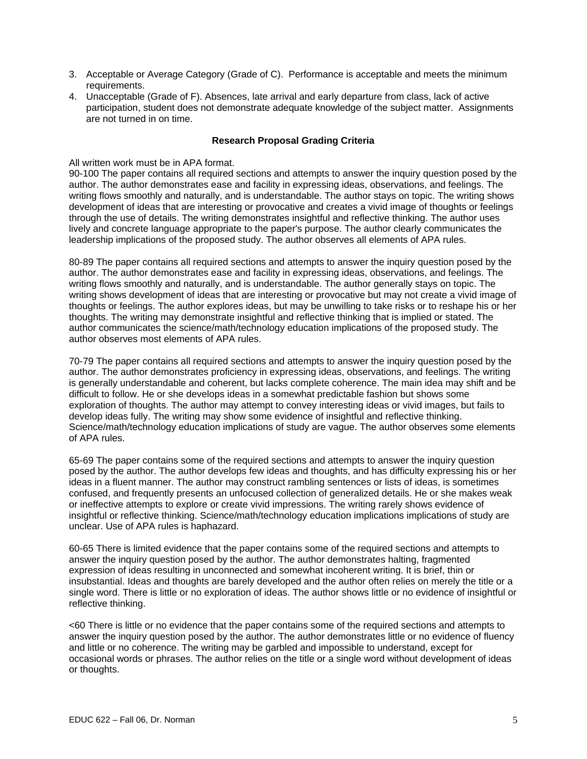3. Acceptable or Average Category (Grade of C). Performance is acceptable and meets the minimum requirements.
4. Unacceptable (Grade of F). Absences, late arrival and early departure from class, lack of active participation, student does not demonstrate adequate knowledge of the subject matter. Assignments are not turned in on time.

**Research Proposal Grading Criteria**

All written work must be in APA format.
90-100 The paper contains all required sections and attempts to answer the inquiry question posed by the author. The author demonstrates ease and facility in expressing ideas, observations, and feelings. The writing flows smoothly and naturally, and is understandable. The author stays on topic. The writing shows development of ideas that are interesting or provocative and creates a vivid image of thoughts or feelings through the use of details. The writing demonstrates insightful and reflective thinking. The author uses lively and concrete language appropriate to the paper's purpose. The author clearly communicates the leadership implications of the proposed study. The author observes all elements of APA rules.

80-89 The paper contains all required sections and attempts to answer the inquiry question posed by the author. The author demonstrates ease and facility in expressing ideas, observations, and feelings. The writing flows smoothly and naturally, and is understandable. The author generally stays on topic. The writing shows development of ideas that are interesting or provocative but may not create a vivid image of thoughts or feelings. The author explores ideas, but may be unwilling to take risks or to reshape his or her thoughts. The writing may demonstrate insightful and reflective thinking that is implied or stated. The author communicates the science/math/technology education implications of the proposed study. The author observes most elements of APA rules.

70-79 The paper contains all required sections and attempts to answer the inquiry question posed by the author. The author demonstrates proficiency in expressing ideas, observations, and feelings. The writing is generally understandable and coherent, but lacks complete coherence. The main idea may shift and be difficult to follow. He or she develops ideas in a somewhat predictable fashion but shows some exploration of thoughts. The author may attempt to convey interesting ideas or vivid images, but fails to develop ideas fully. The writing may show some evidence of insightful and reflective thinking. Science/math/technology education implications of study are vague. The author observes some elements of APA rules.

65-69 The paper contains some of the required sections and attempts to answer the inquiry question posed by the author. The author develops few ideas and thoughts, and has difficulty expressing his or her ideas in a fluent manner. The author may construct rambling sentences or lists of ideas, is sometimes confused, and frequently presents an unfocused collection of generalized details. He or she makes weak or ineffective attempts to explore or create vivid impressions. The writing rarely shows evidence of insightful or reflective thinking. Science/math/technology education implications implications of study are unclear. Use of APA rules is haphazard.

60-65 There is limited evidence that the paper contains some of the required sections and attempts to answer the inquiry question posed by the author. The author demonstrates halting, fragmented expression of ideas resulting in unconnected and somewhat incoherent writing. It is brief, thin or insubstantial. Ideas and thoughts are barely developed and the author often relies on merely the title or a single word. There is little or no exploration of ideas. The author shows little or no evidence of insightful or reflective thinking.

<60 There is little or no evidence that the paper contains some of the required sections and attempts to answer the inquiry question posed by the author. The author demonstrates little or no evidence of fluency and little or no coherence. The writing may be garbled and impossible to understand, except for occasional words or phrases. The author relies on the title or a single word without development of ideas or thoughts.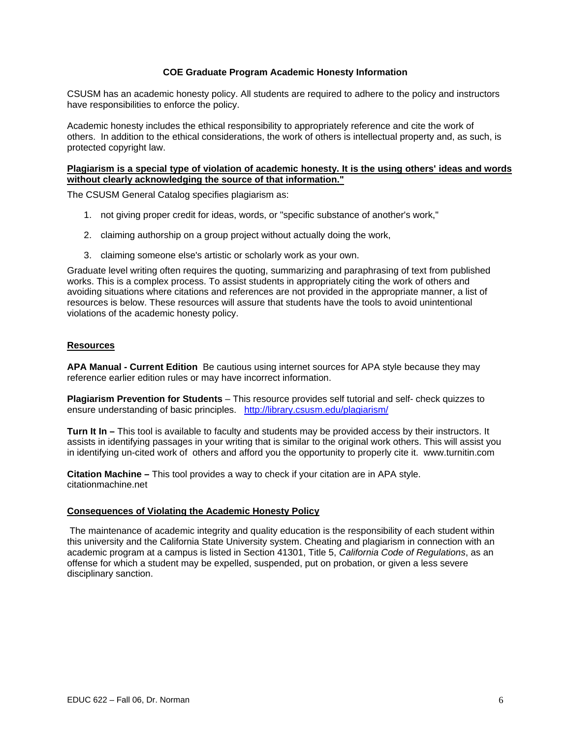**COE Graduate Program Academic Honesty Information**

CSUSM has an academic honesty policy. All students are required to adhere to the policy and instructors have responsibilities to enforce the policy.

Academic honesty includes the ethical responsibility to appropriately reference and cite the work of others. In addition to the ethical considerations, the work of others is intellectual property and, as such, is protected copyright law.

**Plagiarism is a special type of violation of academic honesty. It is the using others' ideas and words without clearly acknowledging the source of that information."**

The CSUSM General Catalog specifies plagiarism as:

1. not giving proper credit for ideas, words, or "specific substance of another's work,"
2. claiming authorship on a group project without actually doing the work,
3. claiming someone else's artistic or scholarly work as your own.

Graduate level writing often requires the quoting, summarizing and paraphrasing of text from published works. This is a complex process. To assist students in appropriately citing the work of others and avoiding situations where citations and references are not provided in the appropriate manner, a list of resources is below. These resources will assure that students have the tools to avoid unintentional violations of the academic honesty policy.

**Resources**

**APA Manual - Current Edition** Be cautious using internet sources for APA style because they may reference earlier edition rules or may have incorrect information.

**Plagiarism Prevention for Students** – This resource provides self tutorial and self- check quizzes to ensure understanding of basic principles. http://library.csusm.edu/plagiarism/

**Turn It In –** This tool is available to faculty and students may be provided access by their instructors. It assists in identifying passages in your writing that is similar to the original work others. This will assist you in identifying un-cited work of others and afford you the opportunity to properly cite it. www.turnitin.com

**Citation Machine –** This tool provides a way to check if your citation are in APA style. citationmachine.net

**Consequences of Violating the Academic Honesty Policy**

The maintenance of academic integrity and quality education is the responsibility of each student within this university and the California State University system. Cheating and plagiarism in connection with an academic program at a campus is listed in Section 41301, Title 5, *California Code of Regulations*, as an offense for which a student may be expelled, suspended, put on probation, or given a less severe disciplinary sanction.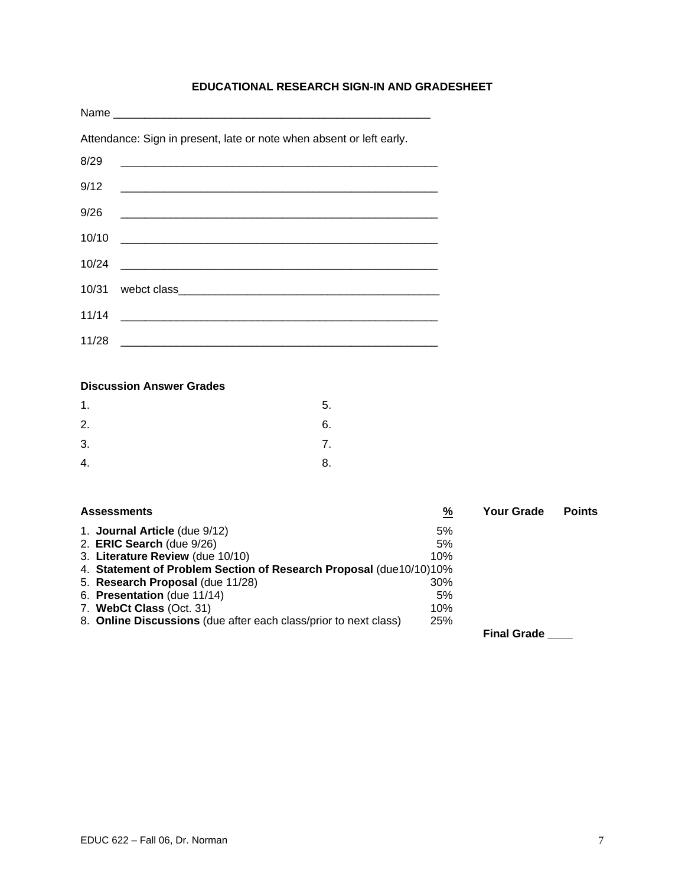# EDUCATIONAL RESEARCH SIGN-IN AND GRADESHEET

Name ____________________________________________________

Attendance: Sign in present, late or note when absent or left early.

8/29 ____________________________________________________

9/12 ____________________________________________________

9/26 ____________________________________________________

10/10 ____________________________________________________

10/24 ____________________________________________________

10/31 webct class___________________________________________

11/14 ____________________________________________________

11/28 ____________________________________________________

**Discussion Answer Grades**

| | |
|---|---|
| 1. | 5. |
| 2. | 6. |
| 3. | 7. |
| 4. | 8. |

| **Assessments** | **%** | **Your Grade** | **Points** |
|---|---|---|---|
| 1. **Journal Article** (due 9/12) | 5% | | |
| 2. **ERIC Search** (due 9/26) | 5% | | |
| 3. **Literature Review** (due 10/10) | 10% | | |
| 4. **Statement of Problem Section of Research Proposal** (due10/10) | 10% | | |
| 5. **Research Proposal** (due 11/28) | 30% | | |
| 6. **Presentation** (due 11/14) | 5% | | |
| 7. **WebCt Class** (Oct. 31) | 10% | | |
| 8. **Online Discussions** (due after each class/prior to next class) | 25% | | |
| | | **Final Grade ____** | |